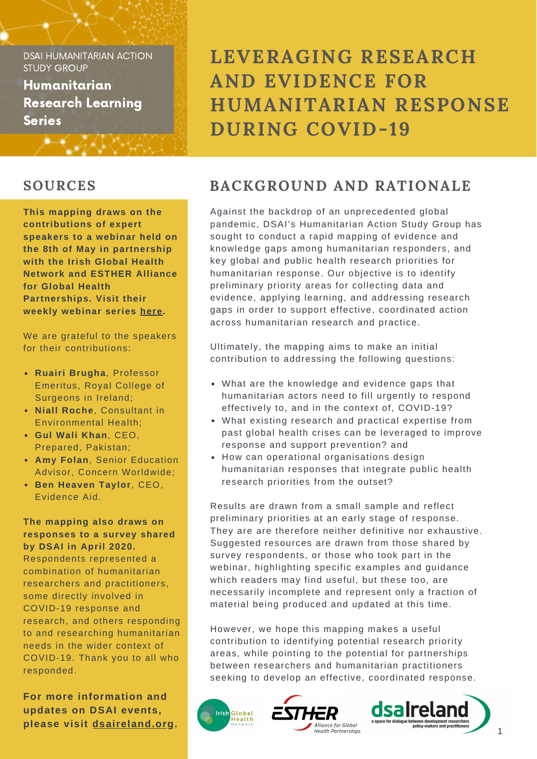DSAI HUMANITARIAN ACTION STUDY GROUP

**Humanitarian Research Learning Series**

# LEVERAGING RESEARCH AND EVIDENCE FOR HUMANITARIAN RESPONSE DURING COVID-19

## SOURCES

**This mapping draws on the contributions of expert speakers to a webinar held on the 8th of May in partnership with the Irish Global Health Network and ESTHER Alliance for Global Health Partnerships. Visit their weekly webinar series here.**

We are grateful to the speakers for their contributions:

- **Ruairi Brugha**, Professor Emeritus, Royal College of Surgeons in Ireland;
- **Niall Roche**, Consultant in Environmental Health;
- **Gul Wali Khan**, CEO, Prepared, Pakistan;
- **Amy Folan**, Senior Education Advisor, Concern Worldwide;
- **Ben Heaven Taylor**, CEO, Evidence Aid.

**The mapping also draws on responses to a survey shared by DSAI in April 2020.** Respondents represented a combination of humanitarian researchers and practitioners, some directly involved in COVID-19 response and research, and others responding to and researching humanitarian needs in the wider context of COVID-19. Thank you to all who responded.

**For more information and updates on DSAI events, please visit dsaireland.org.**

## BACKGROUND AND RATIONALE

Against the backdrop of an unprecedented global pandemic, DSAI's Humanitarian Action Study Group has sought to conduct a rapid mapping of evidence and knowledge gaps among humanitarian responders, and key global and public health research priorities for humanitarian response. Our objective is to identify preliminary priority areas for collecting data and evidence, applying learning, and addressing research gaps in order to support effective, coordinated action across humanitarian research and practice.

Ultimately, the mapping aims to make an initial contribution to addressing the following questions:

- What are the knowledge and evidence gaps that humanitarian actors need to fill urgently to respond effectively to, and in the context of, COVID-19?
- What existing research and practical expertise from past global health crises can be leveraged to improve response and support prevention? and
- How can operational organisations design humanitarian responses that integrate public health research priorities from the outset?

Results are drawn from a small sample and reflect preliminary priorities at an early stage of response. They are are therefore neither definitive nor exhaustive. Suggested resources are drawn from those shared by survey respondents, or those who took part in the webinar, highlighting specific examples and guidance which readers may find useful, but these too, are necessarily incomplete and represent only a fraction of material being produced and updated at this time.

However, we hope this mapping makes a useful contribution to identifying potential research priority areas, while pointing to the potential for partnerships between researchers and humanitarian practitioners seeking to develop an effective, coordinated response.

Irish Global Health Network

ESTHER Alliance for Global Health Partnerships

dsaIreland — a space for dialogue between development researchers policy-makers and practitioners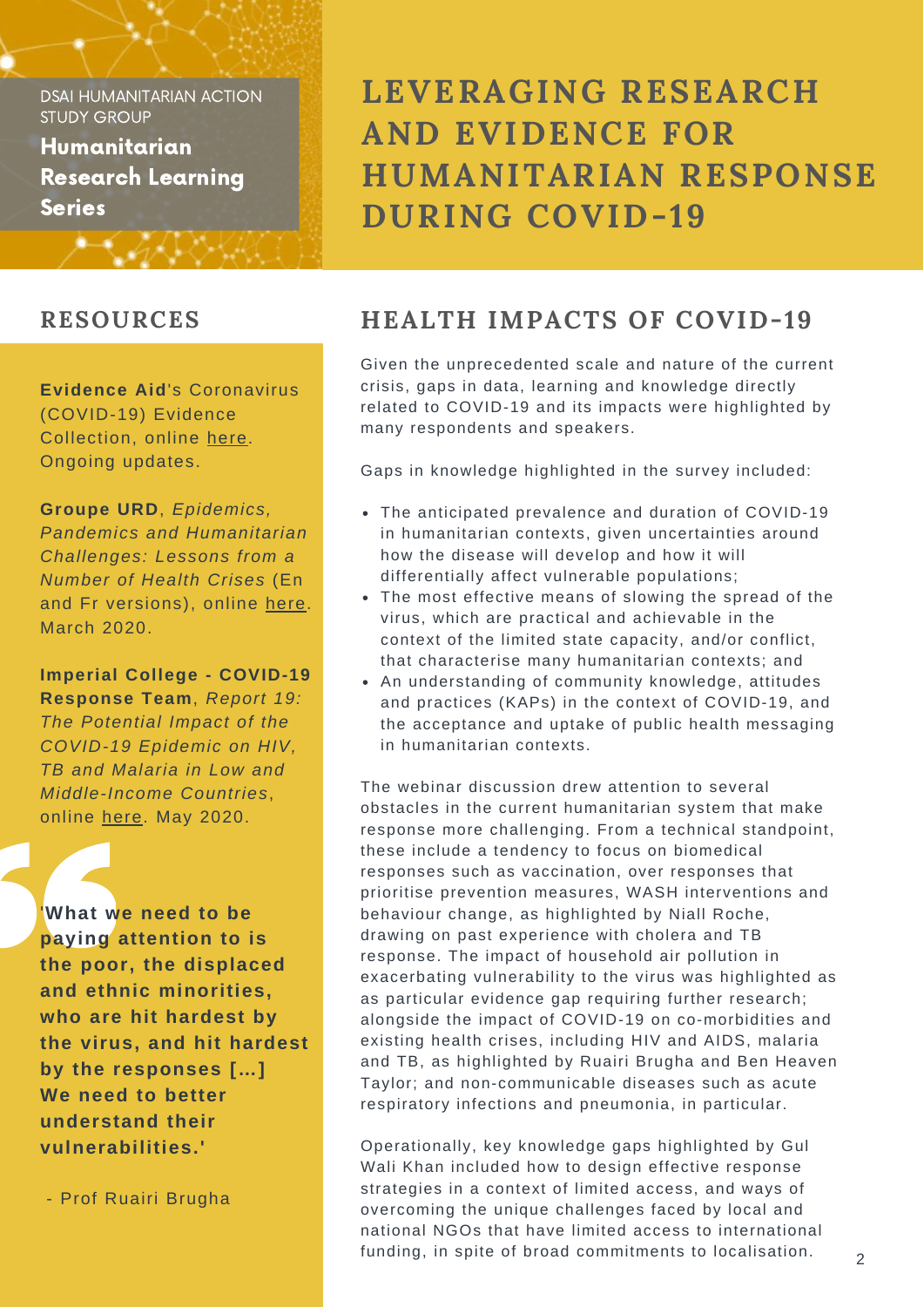DSAI HUMANITARIAN ACTION STUDY GROUP

**Humanitarian Research Learning Series**

# LEVERAGING RESEARCH AND EVIDENCE FOR HUMANITARIAN RESPONSE DURING COVID-19

## HEALTH IMPACTS OF COVID-19

Given the unprecedented scale and nature of the current crisis, gaps in data, learning and knowledge directly related to COVID-19 and its impacts were highlighted by many respondents and speakers.

Gaps in knowledge highlighted in the survey included:

- The anticipated prevalence and duration of COVID-19 in humanitarian contexts, given uncertainties around how the disease will develop and how it will differentially affect vulnerable populations;
- The most effective means of slowing the spread of the virus, which are practical and achievable in the context of the limited state capacity, and/or conflict, that characterise many humanitarian contexts; and
- An understanding of community knowledge, attitudes and practices (KAPs) in the context of COVID-19, and the acceptance and uptake of public health messaging in humanitarian contexts.

The webinar discussion drew attention to several obstacles in the current humanitarian system that make response more challenging. From a technical standpoint, these include a tendency to focus on biomedical responses such as vaccination, over responses that prioritise prevention measures, WASH interventions and behaviour change, as highlighted by Niall Roche, drawing on past experience with cholera and TB response. The impact of household air pollution in exacerbating vulnerability to the virus was highlighted as as particular evidence gap requiring further research; alongside the impact of COVID-19 on co-morbidities and existing health crises, including HIV and AIDS, malaria and TB, as highlighted by Ruairi Brugha and Ben Heaven Taylor; and non-communicable diseases such as acute respiratory infections and pneumonia, in particular.

Operationally, key knowledge gaps highlighted by Gul Wali Khan included how to design effective response strategies in a context of limited access, and ways of overcoming the unique challenges faced by local and national NGOs that have limited access to international funding, in spite of broad commitments to localisation.

## RESOURCES

**Evidence Aid**'s Coronavirus (COVID-19) Evidence Collection, online here. Ongoing updates.

**Groupe URD**, *Epidemics, Pandemics and Humanitarian Challenges: Lessons from a Number of Health Crises* (En and Fr versions), online here. March 2020.

**Imperial College - COVID-19 Response Team**, *Report 19: The Potential Impact of the COVID-19 Epidemic on HIV, TB and Malaria in Low and Middle-Income Countries*, online here. May 2020.

> **'What we need to be paying attention to is the poor, the displaced and ethnic minorities, who are hit hardest by the virus, and hit hardest by the responses [...] We need to better understand their vulnerabilities.'**
>
> \- Prof Ruairi Brugha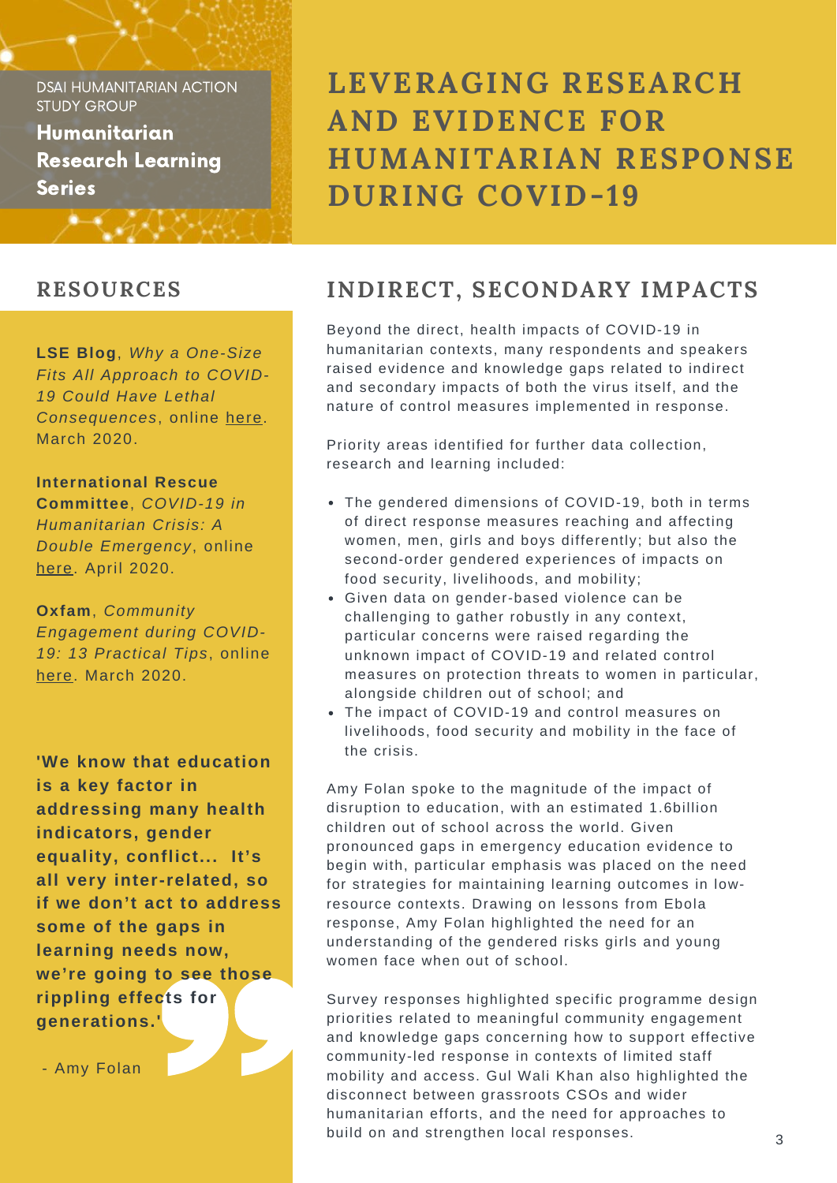DSAI HUMANITARIAN ACTION STUDY GROUP

**Humanitarian Research Learning Series**

# LEVERAGING RESEARCH AND EVIDENCE FOR HUMANITARIAN RESPONSE DURING COVID-19

## INDIRECT, SECONDARY IMPACTS

Beyond the direct, health impacts of COVID-19 in humanitarian contexts, many respondents and speakers raised evidence and knowledge gaps related to indirect and secondary impacts of both the virus itself, and the nature of control measures implemented in response.

Priority areas identified for further data collection, research and learning included:

- The gendered dimensions of COVID-19, both in terms of direct response measures reaching and affecting women, men, girls and boys differently; but also the second-order gendered experiences of impacts on food security, livelihoods, and mobility;
- Given data on gender-based violence can be challenging to gather robustly in any context, particular concerns were raised regarding the unknown impact of COVID-19 and related control measures on protection threats to women in particular, alongside children out of school; and
- The impact of COVID-19 and control measures on livelihoods, food security and mobility in the face of the crisis.

Amy Folan spoke to the magnitude of the impact of disruption to education, with an estimated 1.6billion children out of school across the world. Given pronounced gaps in emergency education evidence to begin with, particular emphasis was placed on the need for strategies for maintaining learning outcomes in low-resource contexts. Drawing on lessons from Ebola response, Amy Folan highlighted the need for an understanding of the gendered risks girls and young women face when out of school.

Survey responses highlighted specific programme design priorities related to meaningful community engagement and knowledge gaps concerning how to support effective community-led response in contexts of limited staff mobility and access. Gul Wali Khan also highlighted the disconnect between grassroots CSOs and wider humanitarian efforts, and the need for approaches to build on and strengthen local responses.

## RESOURCES

**LSE Blog**, *Why a One-Size Fits All Approach to COVID-19 Could Have Lethal Consequences*, online here. March 2020.

**International Rescue Committee**, *COVID-19 in Humanitarian Crisis: A Double Emergency*, online here. April 2020.

**Oxfam**, *Community Engagement during COVID-19: 13 Practical Tips*, online here. March 2020.

**'We know that education is a key factor in addressing many health indicators, gender equality, conflict... It's all very inter-related, so if we don't act to address some of the gaps in learning needs now, we're going to see those rippling effects for generations.'**

- Amy Folan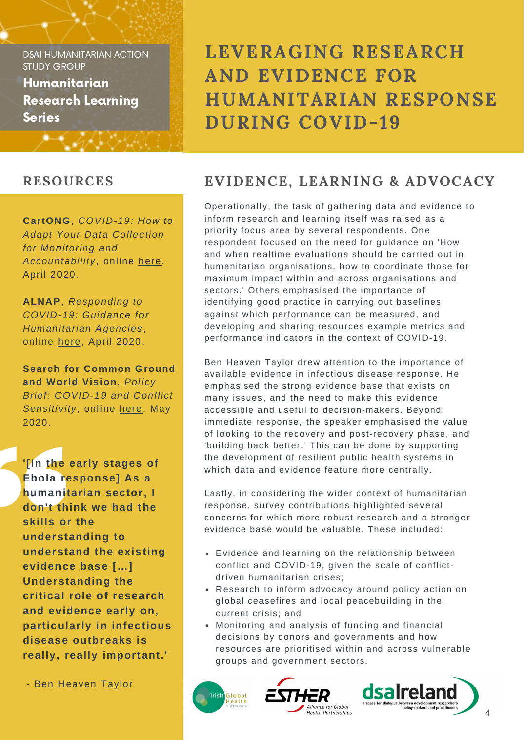DSAI HUMANITARIAN ACTION STUDY GROUP

**Humanitarian Research Learning Series**

# LEVERAGING RESEARCH AND EVIDENCE FOR HUMANITARIAN RESPONSE DURING COVID-19

## RESOURCES

**CartONG**, *COVID-19: How to Adapt Your Data Collection for Monitoring and Accountability*, online here. April 2020.

**ALNAP**, *Responding to COVID-19: Guidance for Humanitarian Agencies*, online here, April 2020.

**Search for Common Ground and World Vision**, *Policy Brief: COVID-19 and Conflict Sensitivity*, online here. May 2020.

**'[In the early stages of Ebola response] As a humanitarian sector, I don't think we had the skills or the understanding to understand the existing evidence base [...] Understanding the critical role of research and evidence early on, particularly in infectious disease outbreaks is really, really important.'**

- Ben Heaven Taylor

## EVIDENCE, LEARNING & ADVOCACY

Operationally, the task of gathering data and evidence to inform research and learning itself was raised as a priority focus area by several respondents. One respondent focused on the need for guidance on 'How and when realtime evaluations should be carried out in humanitarian organisations, how to coordinate those for maximum impact within and across organisations and sectors.' Others emphasised the importance of identifying good practice in carrying out baselines against which performance can be measured, and developing and sharing resources example metrics and performance indicators in the context of COVID-19.

Ben Heaven Taylor drew attention to the importance of available evidence in infectious disease response. He emphasised the strong evidence base that exists on many issues, and the need to make this evidence accessible and useful to decision-makers. Beyond immediate response, the speaker emphasised the value of looking to the recovery and post-recovery phase, and 'building back better.' This can be done by supporting the development of resilient public health systems in which data and evidence feature more centrally.

Lastly, in considering the wider context of humanitarian response, survey contributions highlighted several concerns for which more robust research and a stronger evidence base would be valuable. These included:

- Evidence and learning on the relationship between conflict and COVID-19, given the scale of conflict-driven humanitarian crises;
- Research to inform advocacy around policy action on global ceasefires and local peacebuilding in the current crisis; and
- Monitoring and analysis of funding and financial decisions by donors and governments and how resources are prioritised within and across vulnerable groups and government sectors.

Irish Global Health Network | ESTHER Alliance for Global Health Partnerships | dsaIreland a space for dialogue between development researchers policy-makers and practitioners